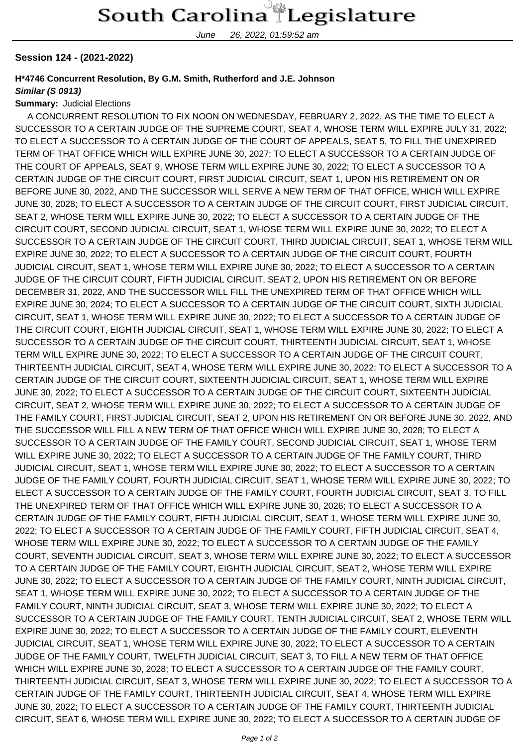# South Carolina Legislature

June 26, 2022, 01:59:52 am

**Session 124 - (2021-2022)**

**H*4746 Concurrent Resolution, By G.M. Smith, Rutherford and J.E. Johnson**
***Similar (S 0913)***
**Summary:** Judicial Elections

A CONCURRENT RESOLUTION TO FIX NOON ON WEDNESDAY, FEBRUARY 2, 2022, AS THE TIME TO ELECT A SUCCESSOR TO A CERTAIN JUDGE OF THE SUPREME COURT, SEAT 4, WHOSE TERM WILL EXPIRE JULY 31, 2022; TO ELECT A SUCCESSOR TO A CERTAIN JUDGE OF THE COURT OF APPEALS, SEAT 5, TO FILL THE UNEXPIRED TERM OF THAT OFFICE WHICH WILL EXPIRE JUNE 30, 2027; TO ELECT A SUCCESSOR TO A CERTAIN JUDGE OF THE COURT OF APPEALS, SEAT 9, WHOSE TERM WILL EXPIRE JUNE 30, 2022; TO ELECT A SUCCESSOR TO A CERTAIN JUDGE OF THE CIRCUIT COURT, FIRST JUDICIAL CIRCUIT, SEAT 1, UPON HIS RETIREMENT ON OR BEFORE JUNE 30, 2022, AND THE SUCCESSOR WILL SERVE A NEW TERM OF THAT OFFICE, WHICH WILL EXPIRE JUNE 30, 2028; TO ELECT A SUCCESSOR TO A CERTAIN JUDGE OF THE CIRCUIT COURT, FIRST JUDICIAL CIRCUIT, SEAT 2, WHOSE TERM WILL EXPIRE JUNE 30, 2022; TO ELECT A SUCCESSOR TO A CERTAIN JUDGE OF THE CIRCUIT COURT, SECOND JUDICIAL CIRCUIT, SEAT 1, WHOSE TERM WILL EXPIRE JUNE 30, 2022; TO ELECT A SUCCESSOR TO A CERTAIN JUDGE OF THE CIRCUIT COURT, THIRD JUDICIAL CIRCUIT, SEAT 1, WHOSE TERM WILL EXPIRE JUNE 30, 2022; TO ELECT A SUCCESSOR TO A CERTAIN JUDGE OF THE CIRCUIT COURT, FOURTH JUDICIAL CIRCUIT, SEAT 1, WHOSE TERM WILL EXPIRE JUNE 30, 2022; TO ELECT A SUCCESSOR TO A CERTAIN JUDGE OF THE CIRCUIT COURT, FIFTH JUDICIAL CIRCUIT, SEAT 2, UPON HIS RETIREMENT ON OR BEFORE DECEMBER 31, 2022, AND THE SUCCESSOR WILL FILL THE UNEXPIRED TERM OF THAT OFFICE WHICH WILL EXPIRE JUNE 30, 2024; TO ELECT A SUCCESSOR TO A CERTAIN JUDGE OF THE CIRCUIT COURT, SIXTH JUDICIAL CIRCUIT, SEAT 1, WHOSE TERM WILL EXPIRE JUNE 30, 2022; TO ELECT A SUCCESSOR TO A CERTAIN JUDGE OF THE CIRCUIT COURT, EIGHTH JUDICIAL CIRCUIT, SEAT 1, WHOSE TERM WILL EXPIRE JUNE 30, 2022; TO ELECT A SUCCESSOR TO A CERTAIN JUDGE OF THE CIRCUIT COURT, THIRTEENTH JUDICIAL CIRCUIT, SEAT 1, WHOSE TERM WILL EXPIRE JUNE 30, 2022; TO ELECT A SUCCESSOR TO A CERTAIN JUDGE OF THE CIRCUIT COURT, THIRTEENTH JUDICIAL CIRCUIT, SEAT 4, WHOSE TERM WILL EXPIRE JUNE 30, 2022; TO ELECT A SUCCESSOR TO A CERTAIN JUDGE OF THE CIRCUIT COURT, SIXTEENTH JUDICIAL CIRCUIT, SEAT 1, WHOSE TERM WILL EXPIRE JUNE 30, 2022; TO ELECT A SUCCESSOR TO A CERTAIN JUDGE OF THE CIRCUIT COURT, SIXTEENTH JUDICIAL CIRCUIT, SEAT 2, WHOSE TERM WILL EXPIRE JUNE 30, 2022; TO ELECT A SUCCESSOR TO A CERTAIN JUDGE OF THE FAMILY COURT, FIRST JUDICIAL CIRCUIT, SEAT 2, UPON HIS RETIREMENT ON OR BEFORE JUNE 30, 2022, AND THE SUCCESSOR WILL FILL A NEW TERM OF THAT OFFICE WHICH WILL EXPIRE JUNE 30, 2028; TO ELECT A SUCCESSOR TO A CERTAIN JUDGE OF THE FAMILY COURT, SECOND JUDICIAL CIRCUIT, SEAT 1, WHOSE TERM WILL EXPIRE JUNE 30, 2022; TO ELECT A SUCCESSOR TO A CERTAIN JUDGE OF THE FAMILY COURT, THIRD JUDICIAL CIRCUIT, SEAT 1, WHOSE TERM WILL EXPIRE JUNE 30, 2022; TO ELECT A SUCCESSOR TO A CERTAIN JUDGE OF THE FAMILY COURT, FOURTH JUDICIAL CIRCUIT, SEAT 1, WHOSE TERM WILL EXPIRE JUNE 30, 2022; TO ELECT A SUCCESSOR TO A CERTAIN JUDGE OF THE FAMILY COURT, FOURTH JUDICIAL CIRCUIT, SEAT 3, TO FILL THE UNEXPIRED TERM OF THAT OFFICE WHICH WILL EXPIRE JUNE 30, 2026; TO ELECT A SUCCESSOR TO A CERTAIN JUDGE OF THE FAMILY COURT, FIFTH JUDICIAL CIRCUIT, SEAT 1, WHOSE TERM WILL EXPIRE JUNE 30, 2022; TO ELECT A SUCCESSOR TO A CERTAIN JUDGE OF THE FAMILY COURT, FIFTH JUDICIAL CIRCUIT, SEAT 4, WHOSE TERM WILL EXPIRE JUNE 30, 2022; TO ELECT A SUCCESSOR TO A CERTAIN JUDGE OF THE FAMILY COURT, SEVENTH JUDICIAL CIRCUIT, SEAT 3, WHOSE TERM WILL EXPIRE JUNE 30, 2022; TO ELECT A SUCCESSOR TO A CERTAIN JUDGE OF THE FAMILY COURT, EIGHTH JUDICIAL CIRCUIT, SEAT 2, WHOSE TERM WILL EXPIRE JUNE 30, 2022; TO ELECT A SUCCESSOR TO A CERTAIN JUDGE OF THE FAMILY COURT, NINTH JUDICIAL CIRCUIT, SEAT 1, WHOSE TERM WILL EXPIRE JUNE 30, 2022; TO ELECT A SUCCESSOR TO A CERTAIN JUDGE OF THE FAMILY COURT, NINTH JUDICIAL CIRCUIT, SEAT 3, WHOSE TERM WILL EXPIRE JUNE 30, 2022; TO ELECT A SUCCESSOR TO A CERTAIN JUDGE OF THE FAMILY COURT, TENTH JUDICIAL CIRCUIT, SEAT 2, WHOSE TERM WILL EXPIRE JUNE 30, 2022; TO ELECT A SUCCESSOR TO A CERTAIN JUDGE OF THE FAMILY COURT, ELEVENTH JUDICIAL CIRCUIT, SEAT 1, WHOSE TERM WILL EXPIRE JUNE 30, 2022; TO ELECT A SUCCESSOR TO A CERTAIN JUDGE OF THE FAMILY COURT, TWELFTH JUDICIAL CIRCUIT, SEAT 3, TO FILL A NEW TERM OF THAT OFFICE WHICH WILL EXPIRE JUNE 30, 2028; TO ELECT A SUCCESSOR TO A CERTAIN JUDGE OF THE FAMILY COURT, THIRTEENTH JUDICIAL CIRCUIT, SEAT 3, WHOSE TERM WILL EXPIRE JUNE 30, 2022; TO ELECT A SUCCESSOR TO A CERTAIN JUDGE OF THE FAMILY COURT, THIRTEENTH JUDICIAL CIRCUIT, SEAT 4, WHOSE TERM WILL EXPIRE JUNE 30, 2022; TO ELECT A SUCCESSOR TO A CERTAIN JUDGE OF THE FAMILY COURT, THIRTEENTH JUDICIAL CIRCUIT, SEAT 6, WHOSE TERM WILL EXPIRE JUNE 30, 2022; TO ELECT A SUCCESSOR TO A CERTAIN JUDGE OF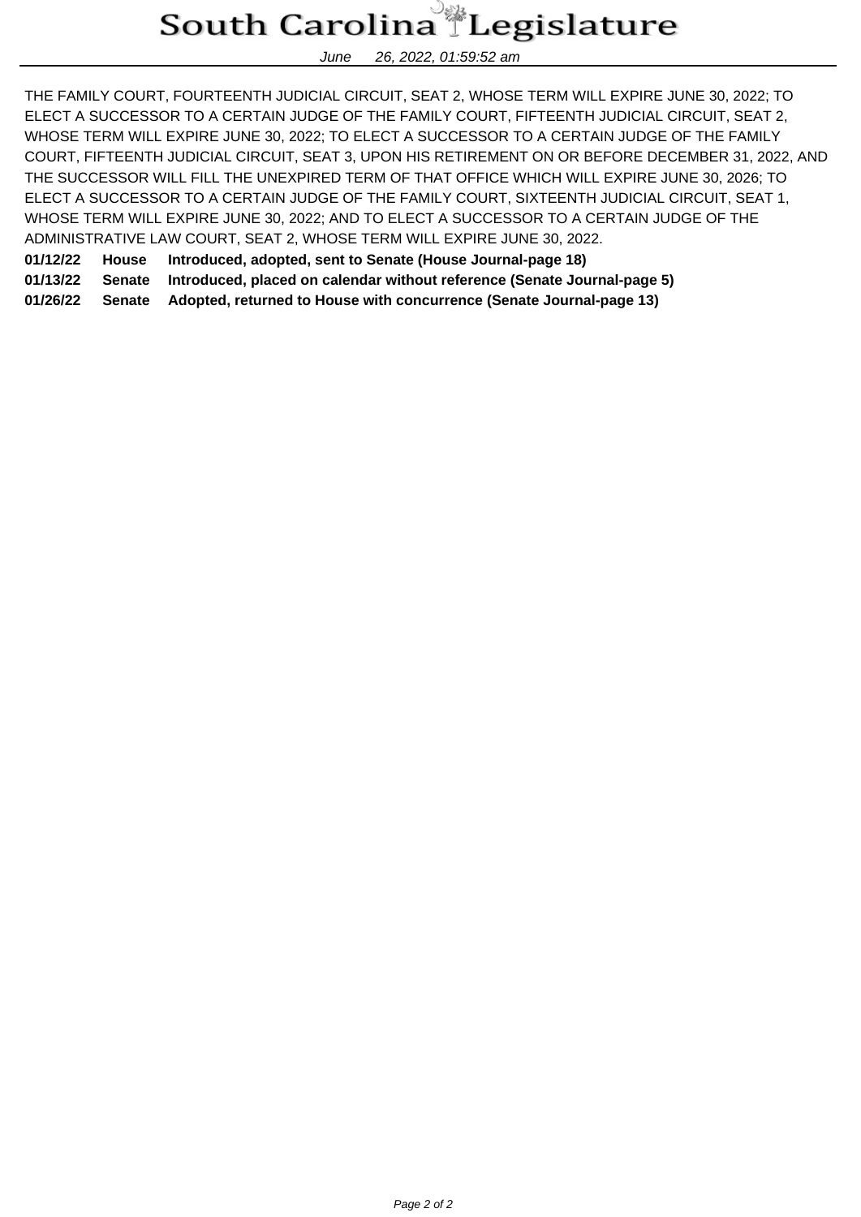THE FAMILY COURT, FOURTEENTH JUDICIAL CIRCUIT, SEAT 2, WHOSE TERM WILL EXPIRE JUNE 30, 2022; TO ELECT A SUCCESSOR TO A CERTAIN JUDGE OF THE FAMILY COURT, FIFTEENTH JUDICIAL CIRCUIT, SEAT 2, WHOSE TERM WILL EXPIRE JUNE 30, 2022; TO ELECT A SUCCESSOR TO A CERTAIN JUDGE OF THE FAMILY COURT, FIFTEENTH JUDICIAL CIRCUIT, SEAT 3, UPON HIS RETIREMENT ON OR BEFORE DECEMBER 31, 2022, AND THE SUCCESSOR WILL FILL THE UNEXPIRED TERM OF THAT OFFICE WHICH WILL EXPIRE JUNE 30, 2026; TO ELECT A SUCCESSOR TO A CERTAIN JUDGE OF THE FAMILY COURT, SIXTEENTH JUDICIAL CIRCUIT, SEAT 1, WHOSE TERM WILL EXPIRE JUNE 30, 2022; AND TO ELECT A SUCCESSOR TO A CERTAIN JUDGE OF THE ADMINISTRATIVE LAW COURT, SEAT 2, WHOSE TERM WILL EXPIRE JUNE 30, 2022.

**01/12/22 House Introduced, adopted, sent to Senate (House Journal-page 18)**

**01/13/22 Senate Introduced, placed on calendar without reference (Senate Journal-page 5)**

**01/26/22 Senate Adopted, returned to House with concurrence (Senate Journal-page 13)**